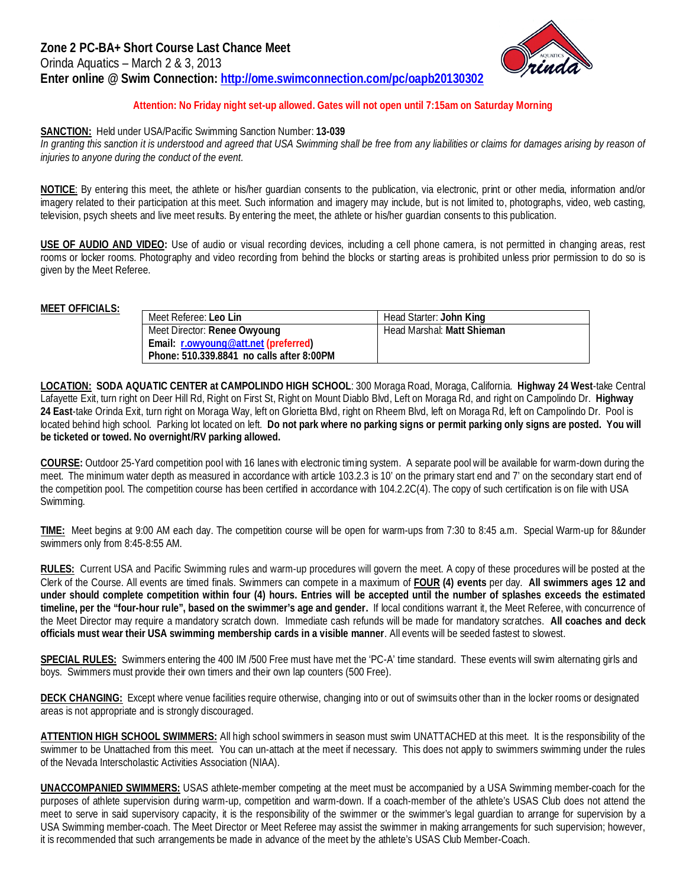# Zone 2 PC-BA+ Short Course Last Chance Meet

Orinda Aquatics – March 2 & 3, 2013

**Enter online @ Swim Connection: http://ome.swimconnection.com/pc/oapb20130302**

**Attention: No Friday night set-up allowed. Gates will not open until 7:15am on Saturday Morning**

**SANCTION:** Held under USA/Pacific Swimming Sanction Number: **13-039**

*In granting this sanction it is understood and agreed that USA Swimming shall be free from any liabilities or claims for damages arising by reason of injuries to anyone during the conduct of the event.*

**NOTICE**: By entering this meet, the athlete or his/her guardian consents to the publication, via electronic, print or other media, information and/or imagery related to their participation at this meet. Such information and imagery may include, but is not limited to, photographs, video, web casting, television, psych sheets and live meet results. By entering the meet, the athlete or his/her guardian consents to this publication.

**USE OF AUDIO AND VIDEO:** Use of audio or visual recording devices, including a cell phone camera, is not permitted in changing areas, rest rooms or locker rooms. Photography and video recording from behind the blocks or starting areas is prohibited unless prior permission to do so is given by the Meet Referee.

**MEET OFFICIALS:**

| | |
|---|---|
| Meet Referee: **Leo Lin** | Head Starter: **John King** |
| Meet Director: **Renee Owyoung**<br>**Email: r.owyoung@att.net (preferred)**<br>**Phone: 510.339.8841 no calls after 8:00PM** | Head Marshal: **Matt Shieman** |

**LOCATION: SODA AQUATIC CENTER at CAMPOLINDO HIGH SCHOOL**: 300 Moraga Road, Moraga, California. **Highway 24 West**-take Central Lafayette Exit, turn right on Deer Hill Rd, Right on First St, Right on Mount Diablo Blvd, Left on Moraga Rd, and right on Campolindo Dr. **Highway 24 East**-take Orinda Exit, turn right on Moraga Way, left on Glorietta Blvd, right on Rheem Blvd, left on Moraga Rd, left on Campolindo Dr. Pool is located behind high school. Parking lot located on left. **Do not park where no parking signs or permit parking only signs are posted. You will be ticketed or towed. No overnight/RV parking allowed.**

**COURSE:** Outdoor 25-Yard competition pool with 16 lanes with electronic timing system. A separate pool will be available for warm-down during the meet. The minimum water depth as measured in accordance with article 103.2.3 is 10' on the primary start end and 7' on the secondary start end of the competition pool. The competition course has been certified in accordance with 104.2.2C(4). The copy of such certification is on file with USA Swimming.

**TIME:** Meet begins at 9:00 AM each day. The competition course will be open for warm-ups from 7:30 to 8:45 a.m. Special Warm-up for 8&under swimmers only from 8:45-8:55 AM.

**RULES:** Current USA and Pacific Swimming rules and warm-up procedures will govern the meet. A copy of these procedures will be posted at the Clerk of the Course. All events are timed finals. Swimmers can compete in a maximum of **FOUR (4) events** per day. **All swimmers ages 12 and under should complete competition within four (4) hours. Entries will be accepted until the number of splashes exceeds the estimated timeline, per the "four-hour rule", based on the swimmer's age and gender.** If local conditions warrant it, the Meet Referee, with concurrence of the Meet Director may require a mandatory scratch down. Immediate cash refunds will be made for mandatory scratches. **All coaches and deck officials must wear their USA swimming membership cards in a visible manner**. All events will be seeded fastest to slowest.

**SPECIAL RULES:** Swimmers entering the 400 IM /500 Free must have met the 'PC-A' time standard. These events will swim alternating girls and boys. Swimmers must provide their own timers and their own lap counters (500 Free).

**DECK CHANGING:** Except where venue facilities require otherwise, changing into or out of swimsuits other than in the locker rooms or designated areas is not appropriate and is strongly discouraged.

**ATTENTION HIGH SCHOOL SWIMMERS:** All high school swimmers in season must swim UNATTACHED at this meet. It is the responsibility of the swimmer to be Unattached from this meet. You can un-attach at the meet if necessary. This does not apply to swimmers swimming under the rules of the Nevada Interscholastic Activities Association (NIAA).

**UNACCOMPANIED SWIMMERS:** USAS athlete-member competing at the meet must be accompanied by a USA Swimming member-coach for the purposes of athlete supervision during warm-up, competition and warm-down. If a coach-member of the athlete's USAS Club does not attend the meet to serve in said supervisory capacity, it is the responsibility of the swimmer or the swimmer's legal guardian to arrange for supervision by a USA Swimming member-coach. The Meet Director or Meet Referee may assist the swimmer in making arrangements for such supervision; however, it is recommended that such arrangements be made in advance of the meet by the athlete's USAS Club Member-Coach.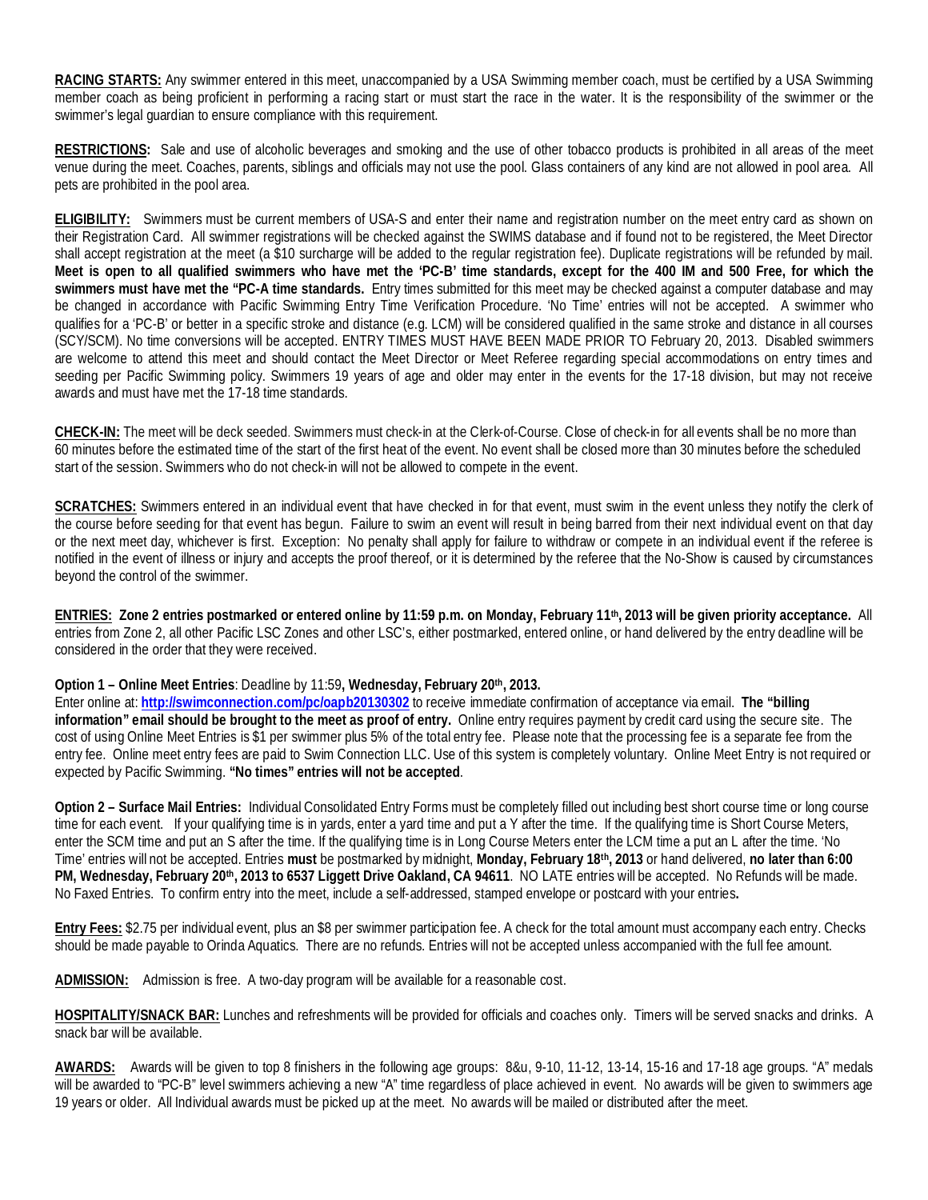**RACING STARTS:** Any swimmer entered in this meet, unaccompanied by a USA Swimming member coach, must be certified by a USA Swimming member coach as being proficient in performing a racing start or must start the race in the water. It is the responsibility of the swimmer or the swimmer's legal guardian to ensure compliance with this requirement.

**RESTRICTIONS:** Sale and use of alcoholic beverages and smoking and the use of other tobacco products is prohibited in all areas of the meet venue during the meet. Coaches, parents, siblings and officials may not use the pool. Glass containers of any kind are not allowed in pool area. All pets are prohibited in the pool area.

**ELIGIBILITY:** Swimmers must be current members of USA-S and enter their name and registration number on the meet entry card as shown on their Registration Card. All swimmer registrations will be checked against the SWIMS database and if found not to be registered, the Meet Director shall accept registration at the meet (a $10 surcharge will be added to the regular registration fee). Duplicate registrations will be refunded by mail. **Meet is open to all qualified swimmers who have met the 'PC-B' time standards, except for the 400 IM and 500 Free, for which the swimmers must have met the "PC-A time standards.** Entry times submitted for this meet may be checked against a computer database and may be changed in accordance with Pacific Swimming Entry Time Verification Procedure. 'No Time' entries will not be accepted. A swimmer who qualifies for a 'PC-B' or better in a specific stroke and distance (e.g. LCM) will be considered qualified in the same stroke and distance in all courses (SCY/SCM). No time conversions will be accepted. ENTRY TIMES MUST HAVE BEEN MADE PRIOR TO February 20, 2013. Disabled swimmers are welcome to attend this meet and should contact the Meet Director or Meet Referee regarding special accommodations on entry times and seeding per Pacific Swimming policy. Swimmers 19 years of age and older may enter in the events for the 17-18 division, but may not receive awards and must have met the 17-18 time standards.

**CHECK-IN:** The meet will be deck seeded. Swimmers must check-in at the Clerk-of-Course. Close of check-in for all events shall be no more than 60 minutes before the estimated time of the start of the first heat of the event. No event shall be closed more than 30 minutes before the scheduled start of the session. Swimmers who do not check-in will not be allowed to compete in the event.

**SCRATCHES:** Swimmers entered in an individual event that have checked in for that event, must swim in the event unless they notify the clerk of the course before seeding for that event has begun. Failure to swim an event will result in being barred from their next individual event on that day or the next meet day, whichever is first. Exception: No penalty shall apply for failure to withdraw or compete in an individual event if the referee is notified in the event of illness or injury and accepts the proof thereof, or it is determined by the referee that the No-Show is caused by circumstances beyond the control of the swimmer.

**ENTRIES: Zone 2 entries postmarked or entered online by 11:59 p.m. on Monday, February 11th, 2013 will be given priority acceptance.** All entries from Zone 2, all other Pacific LSC Zones and other LSC's, either postmarked, entered online, or hand delivered by the entry deadline will be considered in the order that they were received.

**Option 1 – Online Meet Entries**: Deadline by 11:59**, Wednesday, February 20th, 2013.**
Enter online at: **http://swimconnection.com/pc/oapb20130302** to receive immediate confirmation of acceptance via email. **The "billing information" email should be brought to the meet as proof of entry.** Online entry requires payment by credit card using the secure site. The cost of using Online Meet Entries is $1 per swimmer plus 5% of the total entry fee. Please note that the processing fee is a separate fee from the entry fee. Online meet entry fees are paid to Swim Connection LLC. Use of this system is completely voluntary. Online Meet Entry is not required or expected by Pacific Swimming. **"No times" entries will not be accepted**.

**Option 2 – Surface Mail Entries:** Individual Consolidated Entry Forms must be completely filled out including best short course time or long course time for each event. If your qualifying time is in yards, enter a yard time and put a Y after the time. If the qualifying time is Short Course Meters, enter the SCM time and put an S after the time. If the qualifying time is in Long Course Meters enter the LCM time a put an L after the time. 'No Time' entries will not be accepted. Entries **must** be postmarked by midnight, **Monday, February 18th, 2013** or hand delivered, **no later than 6:00 PM, Wednesday, February 20th, 2013 to 6537 Liggett Drive Oakland, CA 94611**. NO LATE entries will be accepted. No Refunds will be made. No Faxed Entries. To confirm entry into the meet, include a self-addressed, stamped envelope or postcard with your entries**.**

**Entry Fees:** $2.75 per individual event, plus an $8 per swimmer participation fee. A check for the total amount must accompany each entry. Checks should be made payable to Orinda Aquatics. There are no refunds. Entries will not be accepted unless accompanied with the full fee amount.

**ADMISSION:** Admission is free. A two-day program will be available for a reasonable cost.

**HOSPITALITY/SNACK BAR:** Lunches and refreshments will be provided for officials and coaches only. Timers will be served snacks and drinks. A snack bar will be available.

**AWARDS:** Awards will be given to top 8 finishers in the following age groups: 8&u, 9-10, 11-12, 13-14, 15-16 and 17-18 age groups. "A" medals will be awarded to "PC-B" level swimmers achieving a new "A" time regardless of place achieved in event. No awards will be given to swimmers age 19 years or older. All Individual awards must be picked up at the meet. No awards will be mailed or distributed after the meet.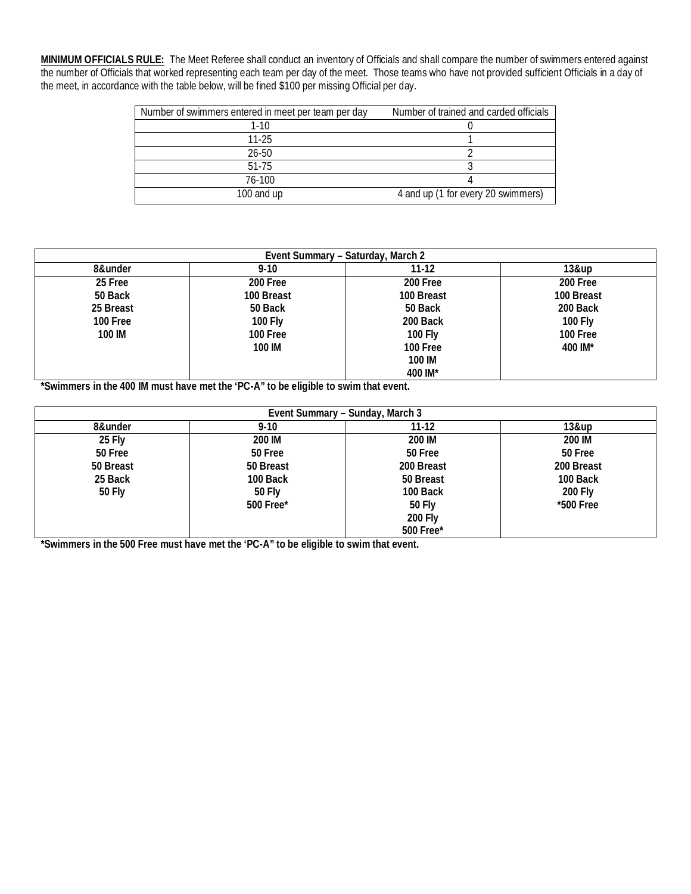**MINIMUM OFFICIALS RULE:** The Meet Referee shall conduct an inventory of Officials and shall compare the number of swimmers entered against the number of Officials that worked representing each team per day of the meet. Those teams who have not provided sufficient Officials in a day of the meet, in accordance with the table below, will be fined $100 per missing Official per day.

| Number of swimmers entered in meet per team per day | Number of trained and carded officials |
|---|---|
| 1-10 | 0 |
| 11-25 | 1 |
| 26-50 | 2 |
| 51-75 | 3 |
| 76-100 | 4 |
| 100 and up | 4 and up (1 for every 20 swimmers) |

| Event Summary – Saturday, March 2 | | | |
|---|---|---|---|
| **8&under** | **9-10** | **11-12** | **13&up** |
| **25 Free** | **200 Free** | **200 Free** | **200 Free** |
| **50 Back** | **100 Breast** | **100 Breast** | **100 Breast** |
| **25 Breast** | **50 Back** | **50 Back** | **200 Back** |
| **100 Free** | **100 Fly** | **200 Back** | **100 Fly** |
| **100 IM** | **100 Free** | **100 Fly** | **100 Free** |
| | **100 IM** | **100 Free** | **400 IM*** |
| | | **100 IM** | |
| | | **400 IM*** | |

***Swimmers in the 400 IM must have met the 'PC-A" to be eligible to swim that event.**

| Event Summary – Sunday, March 3 | | | |
|---|---|---|---|
| **8&under** | **9-10** | **11-12** | **13&up** |
| **25 Fly** | **200 IM** | **200 IM** | **200 IM** |
| **50 Free** | **50 Free** | **50 Free** | **50 Free** |
| **50 Breast** | **50 Breast** | **200 Breast** | **200 Breast** |
| **25 Back** | **100 Back** | **50 Breast** | **100 Back** |
| **50 Fly** | **50 Fly** | **100 Back** | **200 Fly** |
| | **500 Free*** | **50 Fly** | ***500 Free** |
| | | **200 Fly** | |
| | | **500 Free*** | |

***Swimmers in the 500 Free must have met the 'PC-A" to be eligible to swim that event.**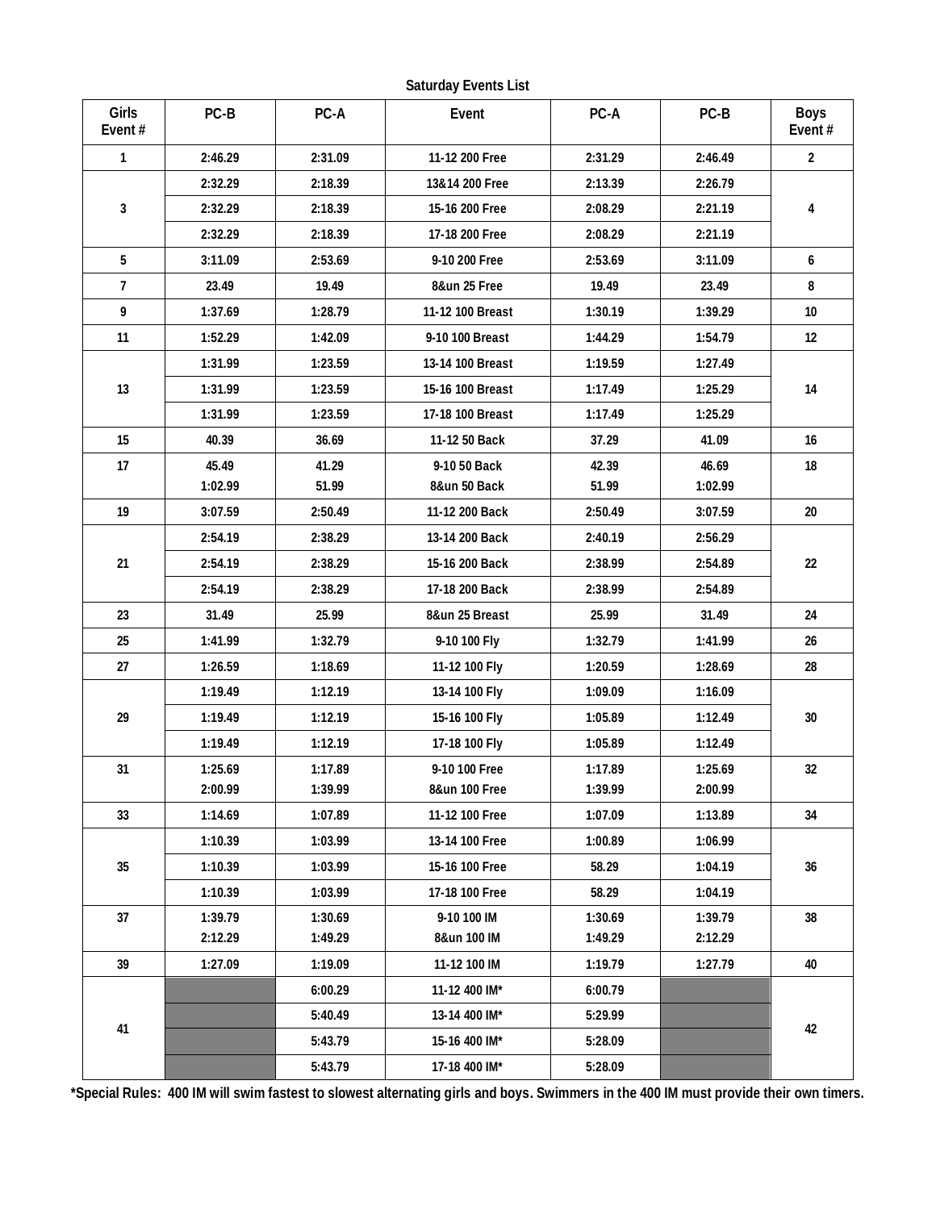**Saturday Events List**

| Girls Event # | PC-B | PC-A | Event | PC-A | PC-B | Boys Event # |
|---|---|---|---|---|---|---|
| 1 | 2:46.29 | 2:31.09 | 11-12 200 Free | 2:31.29 | 2:46.49 | 2 |
| 3 | 2:32.29 | 2:18.39 | 13&14 200 Free | 2:13.39 | 2:26.79 | 4 |
| | 2:32.29 | 2:18.39 | 15-16 200 Free | 2:08.29 | 2:21.19 | |
| | 2:32.29 | 2:18.39 | 17-18 200 Free | 2:08.29 | 2:21.19 | |
| 5 | 3:11.09 | 2:53.69 | 9-10 200 Free | 2:53.69 | 3:11.09 | 6 |
| 7 | 23.49 | 19.49 | 8&un 25 Free | 19.49 | 23.49 | 8 |
| 9 | 1:37.69 | 1:28.79 | 11-12 100 Breast | 1:30.19 | 1:39.29 | 10 |
| 11 | 1:52.29 | 1:42.09 | 9-10 100 Breast | 1:44.29 | 1:54.79 | 12 |
| 13 | 1:31.99 | 1:23.59 | 13-14 100 Breast | 1:19.59 | 1:27.49 | 14 |
| | 1:31.99 | 1:23.59 | 15-16 100 Breast | 1:17.49 | 1:25.29 | |
| | 1:31.99 | 1:23.59 | 17-18 100 Breast | 1:17.49 | 1:25.29 | |
| 15 | 40.39 | 36.69 | 11-12 50 Back | 37.29 | 41.09 | 16 |
| 17 | 45.49<br>1:02.99 | 41.29<br>51.99 | 9-10 50 Back<br>8&un 50 Back | 42.39<br>51.99 | 46.69<br>1:02.99 | 18 |
| 19 | 3:07.59 | 2:50.49 | 11-12 200 Back | 2:50.49 | 3:07.59 | 20 |
| 21 | 2:54.19 | 2:38.29 | 13-14 200 Back | 2:40.19 | 2:56.29 | 22 |
| | 2:54.19 | 2:38.29 | 15-16 200 Back | 2:38.99 | 2:54.89 | |
| | 2:54.19 | 2:38.29 | 17-18 200 Back | 2:38.99 | 2:54.89 | |
| 23 | 31.49 | 25.99 | 8&un 25 Breast | 25.99 | 31.49 | 24 |
| 25 | 1:41.99 | 1:32.79 | 9-10 100 Fly | 1:32.79 | 1:41.99 | 26 |
| 27 | 1:26.59 | 1:18.69 | 11-12 100 Fly | 1:20.59 | 1:28.69 | 28 |
| 29 | 1:19.49 | 1:12.19 | 13-14 100 Fly | 1:09.09 | 1:16.09 | 30 |
| | 1:19.49 | 1:12.19 | 15-16 100 Fly | 1:05.89 | 1:12.49 | |
| | 1:19.49 | 1:12.19 | 17-18 100 Fly | 1:05.89 | 1:12.49 | |
| 31 | 1:25.69<br>2:00.99 | 1:17.89<br>1:39.99 | 9-10 100 Free<br>8&un 100 Free | 1:17.89<br>1:39.99 | 1:25.69<br>2:00.99 | 32 |
| 33 | 1:14.69 | 1:07.89 | 11-12 100 Free | 1:07.09 | 1:13.89 | 34 |
| 35 | 1:10.39 | 1:03.99 | 13-14 100 Free | 1:00.89 | 1:06.99 | 36 |
| | 1:10.39 | 1:03.99 | 15-16 100 Free | 58.29 | 1:04.19 | |
| | 1:10.39 | 1:03.99 | 17-18 100 Free | 58.29 | 1:04.19 | |
| 37 | 1:39.79<br>2:12.29 | 1:30.69<br>1:49.29 | 9-10 100 IM<br>8&un 100 IM | 1:30.69<br>1:49.29 | 1:39.79<br>2:12.29 | 38 |
| 39 | 1:27.09 | 1:19.09 | 11-12 100 IM | 1:19.79 | 1:27.79 | 40 |
| 41 | | 6:00.29 | 11-12 400 IM* | 6:00.79 | | 42 |
| | | 5:40.49 | 13-14 400 IM* | 5:29.99 | | |
| | | 5:43.79 | 15-16 400 IM* | 5:28.09 | | |
| | | 5:43.79 | 17-18 400 IM* | 5:28.09 | | |

**\*Special Rules: 400 IM will swim fastest to slowest alternating girls and boys. Swimmers in the 400 IM must provide their own timers.**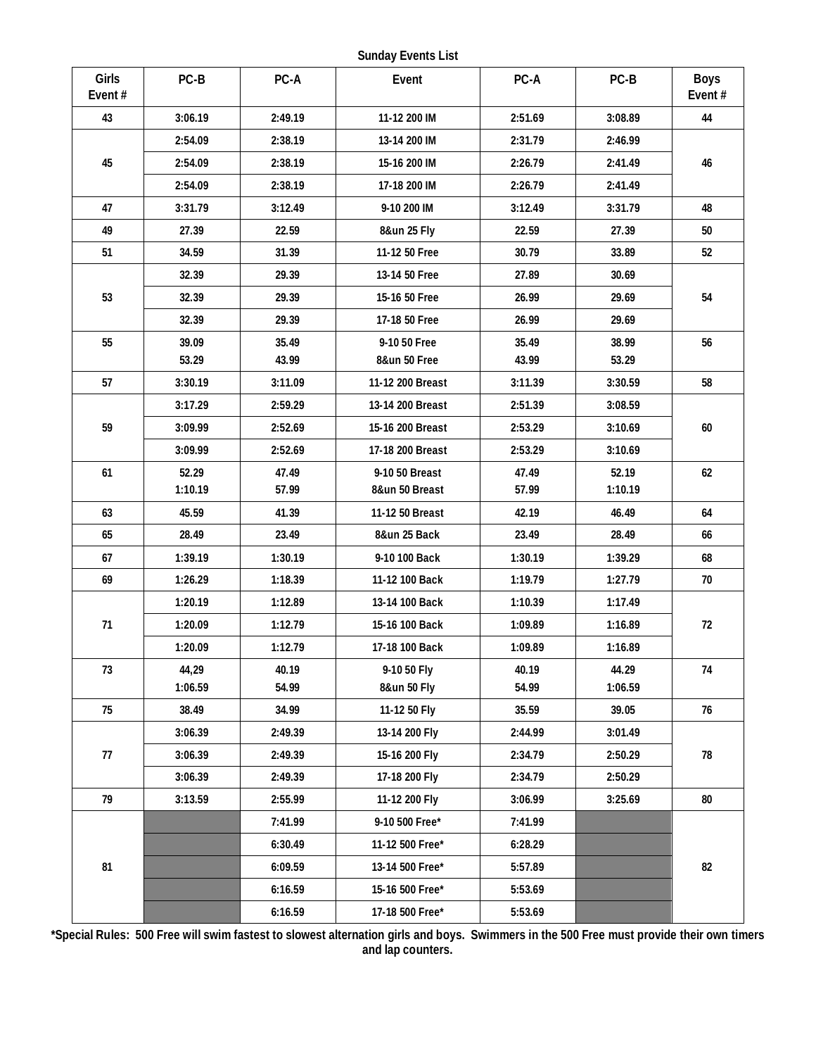**Sunday Events List**

| Girls Event # | PC-B | PC-A | Event | PC-A | PC-B | Boys Event # |
|---|---|---|---|---|---|---|
| 43 | 3:06.19 | 2:49.19 | 11-12 200 IM | 2:51.69 | 3:08.89 | 44 |
| 45 | 2:54.09 | 2:38.19 | 13-14 200 IM | 2:31.79 | 2:46.99 | 46 |
| | 2:54.09 | 2:38.19 | 15-16 200 IM | 2:26.79 | 2:41.49 | |
| | 2:54.09 | 2:38.19 | 17-18 200 IM | 2:26.79 | 2:41.49 | |
| 47 | 3:31.79 | 3:12.49 | 9-10 200 IM | 3:12.49 | 3:31.79 | 48 |
| 49 | 27.39 | 22.59 | 8&un 25 Fly | 22.59 | 27.39 | 50 |
| 51 | 34.59 | 31.39 | 11-12 50 Free | 30.79 | 33.89 | 52 |
| 53 | 32.39 | 29.39 | 13-14 50 Free | 27.89 | 30.69 | 54 |
| | 32.39 | 29.39 | 15-16 50 Free | 26.99 | 29.69 | |
| | 32.39 | 29.39 | 17-18 50 Free | 26.99 | 29.69 | |
| 55 | 39.09<br>53.29 | 35.49<br>43.99 | 9-10 50 Free<br>8&un 50 Free | 35.49<br>43.99 | 38.99<br>53.29 | 56 |
| 57 | 3:30.19 | 3:11.09 | 11-12 200 Breast | 3:11.39 | 3:30.59 | 58 |
| 59 | 3:17.29 | 2:59.29 | 13-14 200 Breast | 2:51.39 | 3:08.59 | 60 |
| | 3:09.99 | 2:52.69 | 15-16 200 Breast | 2:53.29 | 3:10.69 | |
| | 3:09.99 | 2:52.69 | 17-18 200 Breast | 2:53.29 | 3:10.69 | |
| 61 | 52.29<br>1:10.19 | 47.49<br>57.99 | 9-10 50 Breast<br>8&un 50 Breast | 47.49<br>57.99 | 52.19<br>1:10.19 | 62 |
| 63 | 45.59 | 41.39 | 11-12 50 Breast | 42.19 | 46.49 | 64 |
| 65 | 28.49 | 23.49 | 8&un 25 Back | 23.49 | 28.49 | 66 |
| 67 | 1:39.19 | 1:30.19 | 9-10 100 Back | 1:30.19 | 1:39.29 | 68 |
| 69 | 1:26.29 | 1:18.39 | 11-12 100 Back | 1:19.79 | 1:27.79 | 70 |
| 71 | 1:20.19 | 1:12.89 | 13-14 100 Back | 1:10.39 | 1:17.49 | 72 |
| | 1:20.09 | 1:12.79 | 15-16 100 Back | 1:09.89 | 1:16.89 | |
| | 1:20.09 | 1:12.79 | 17-18 100 Back | 1:09.89 | 1:16.89 | |
| 73 | 44,29<br>1:06.59 | 40.19<br>54.99 | 9-10 50 Fly<br>8&un 50 Fly | 40.19<br>54.99 | 44.29<br>1:06.59 | 74 |
| 75 | 38.49 | 34.99 | 11-12 50 Fly | 35.59 | 39.05 | 76 |
| 77 | 3:06.39 | 2:49.39 | 13-14 200 Fly | 2:44.99 | 3:01.49 | 78 |
| | 3:06.39 | 2:49.39 | 15-16 200 Fly | 2:34.79 | 2:50.29 | |
| | 3:06.39 | 2:49.39 | 17-18 200 Fly | 2:34.79 | 2:50.29 | |
| 79 | 3:13.59 | 2:55.99 | 11-12 200 Fly | 3:06.99 | 3:25.69 | 80 |
| 81 | | 7:41.99 | 9-10 500 Free* | 7:41.99 | | 82 |
| | | 6:30.49 | 11-12 500 Free* | 6:28.29 | | |
| | | 6:09.59 | 13-14 500 Free* | 5:57.89 | | |
| | | 6:16.59 | 15-16 500 Free* | 5:53.69 | | |
| | | 6:16.59 | 17-18 500 Free* | 5:53.69 | | |

**\*Special Rules: 500 Free will swim fastest to slowest alternation girls and boys. Swimmers in the 500 Free must provide their own timers and lap counters.**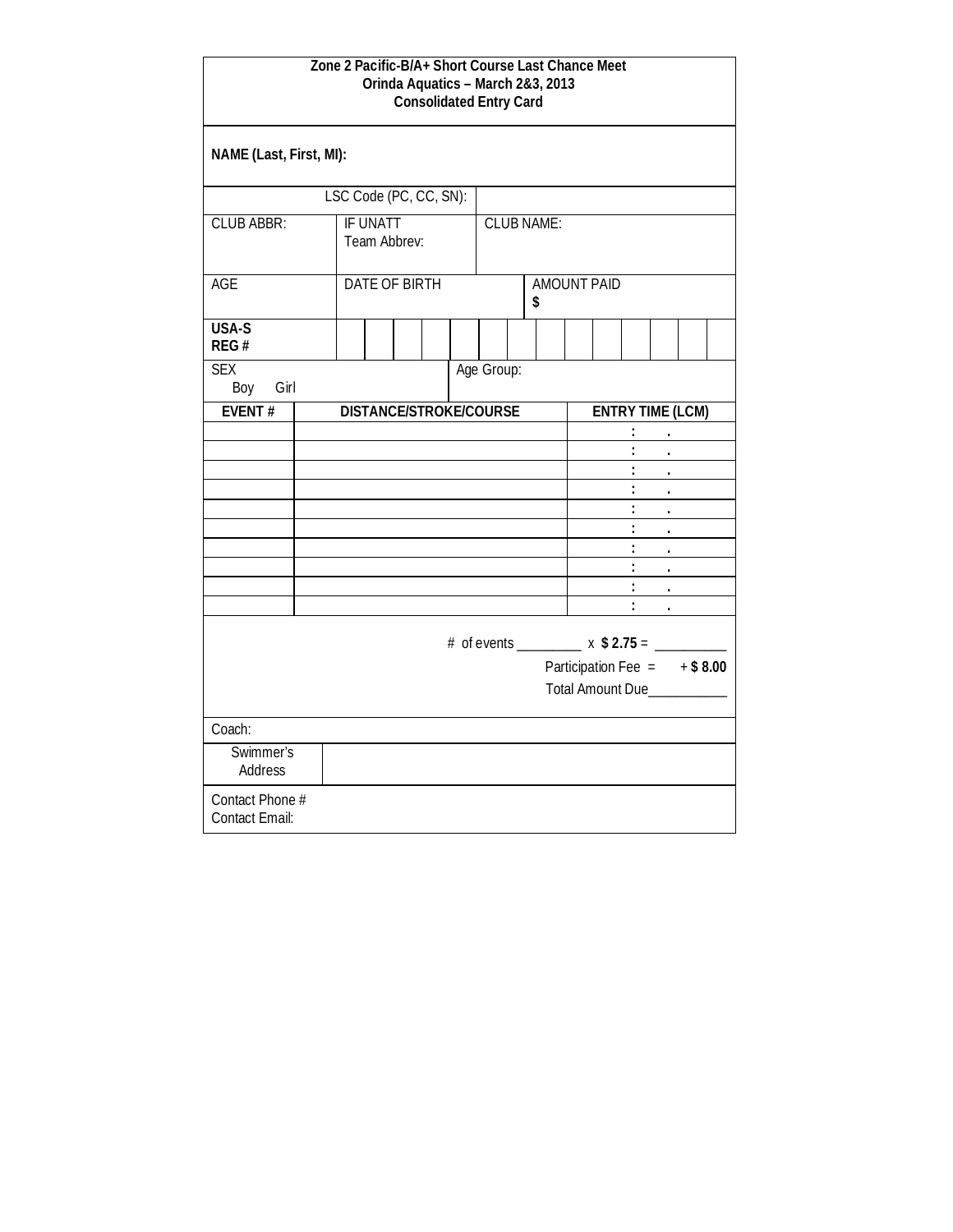**Zone 2 Pacific-B/A+ Short Course Last Chance Meet**
**Orinda Aquatics – March 2&3, 2013**
**Consolidated Entry Card**

**NAME (Last, First, MI):**

| | | |
|---|---|---|
| | LSC Code (PC, CC, SN): | |
| CLUB ABBR: | IF UNATT Team Abbrev: | CLUB NAME: |
| AGE | DATE OF BIRTH | AMOUNT PAID **$** |
| **USA-S REG #** | | |
| SEX Boy Girl | | Age Group: |

| EVENT # | DISTANCE/STROKE/COURSE | ENTRY TIME (LCM) |
|---|---|---|
| | | : . |
| | | : . |
| | | : . |
| | | : . |
| | | : . |
| | | : . |
| | | : . |
| | | : . |
| | | : . |
| | | : . |

\# of events _________ x **$ 2.75** = __________

Participation Fee = + **$ 8.00**

Total Amount Due___________

Coach:

Swimmer's Address

Contact Phone #
Contact Email: